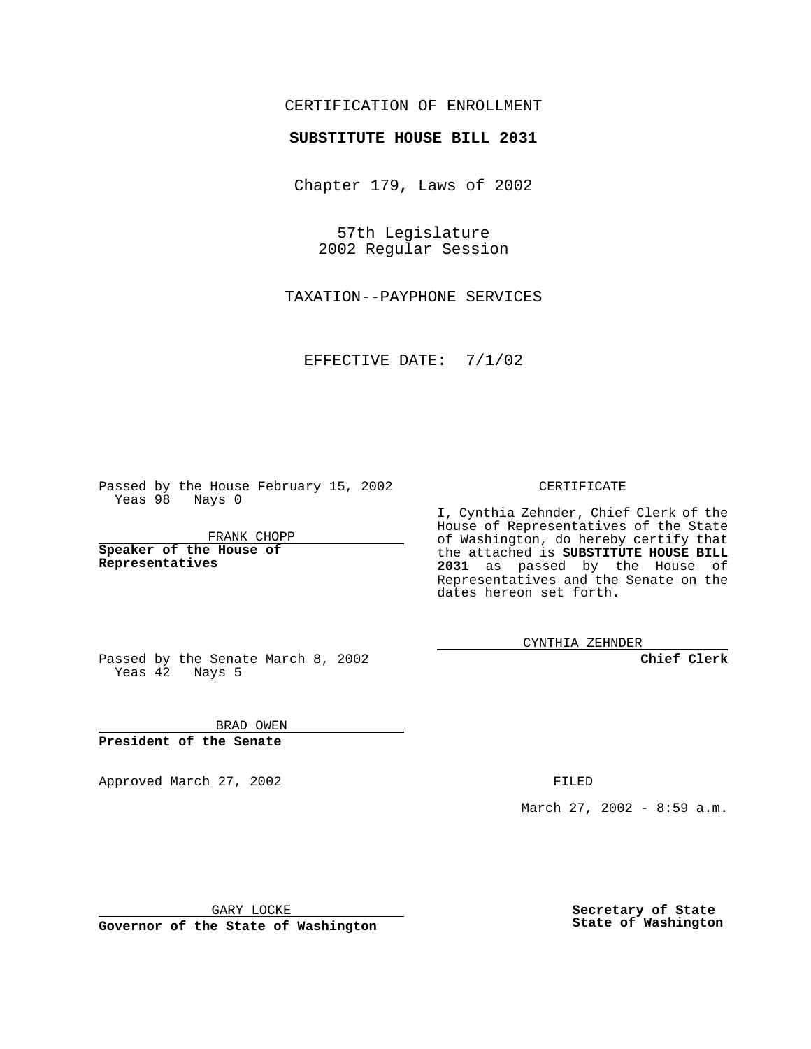CERTIFICATION OF ENROLLMENT

**SUBSTITUTE HOUSE BILL 2031**

Chapter 179, Laws of 2002

57th Legislature
2002 Regular Session

TAXATION--PAYPHONE SERVICES

EFFECTIVE DATE: 7/1/02

Passed by the House February 15, 2002
Yeas 98 Nays 0

FRANK CHOPP

**Speaker of the House of Representatives**

Passed by the Senate March 8, 2002
Yeas 42 Nays 5

BRAD OWEN

**President of the Senate**

Approved March 27, 2002

GARY LOCKE

**Governor of the State of Washington**

CERTIFICATE

I, Cynthia Zehnder, Chief Clerk of the House of Representatives of the State of Washington, do hereby certify that the attached is **SUBSTITUTE HOUSE BILL 2031** as passed by the House of Representatives and the Senate on the dates hereon set forth.

CYNTHIA ZEHNDER

**Chief Clerk**

FILED

March 27, 2002 - 8:59 a.m.

**Secretary of State**
**State of Washington**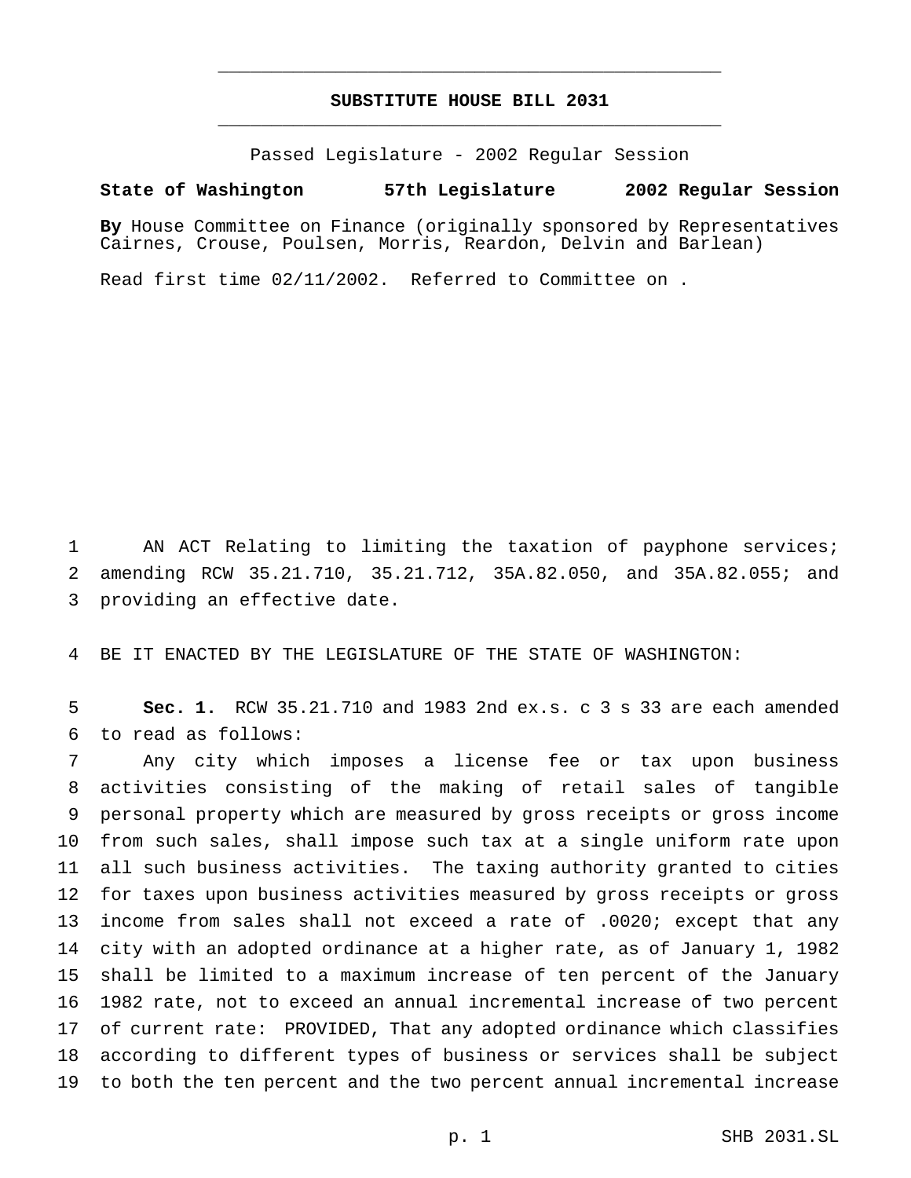# SUBSTITUTE HOUSE BILL 2031

Passed Legislature - 2002 Regular Session

**State of Washington 57th Legislature 2002 Regular Session**

**By** House Committee on Finance (originally sponsored by Representatives Cairnes, Crouse, Poulsen, Morris, Reardon, Delvin and Barlean)

Read first time 02/11/2002. Referred to Committee on .

AN ACT Relating to limiting the taxation of payphone services; amending RCW 35.21.710, 35.21.712, 35A.82.050, and 35A.82.055; and providing an effective date.

BE IT ENACTED BY THE LEGISLATURE OF THE STATE OF WASHINGTON:

**Sec. 1.** RCW 35.21.710 and 1983 2nd ex.s. c 3 s 33 are each amended to read as follows:

Any city which imposes a license fee or tax upon business activities consisting of the making of retail sales of tangible personal property which are measured by gross receipts or gross income from such sales, shall impose such tax at a single uniform rate upon all such business activities. The taxing authority granted to cities for taxes upon business activities measured by gross receipts or gross income from sales shall not exceed a rate of .0020; except that any city with an adopted ordinance at a higher rate, as of January 1, 1982 shall be limited to a maximum increase of ten percent of the January 1982 rate, not to exceed an annual incremental increase of two percent of current rate: PROVIDED, That any adopted ordinance which classifies according to different types of business or services shall be subject to both the ten percent and the two percent annual incremental increase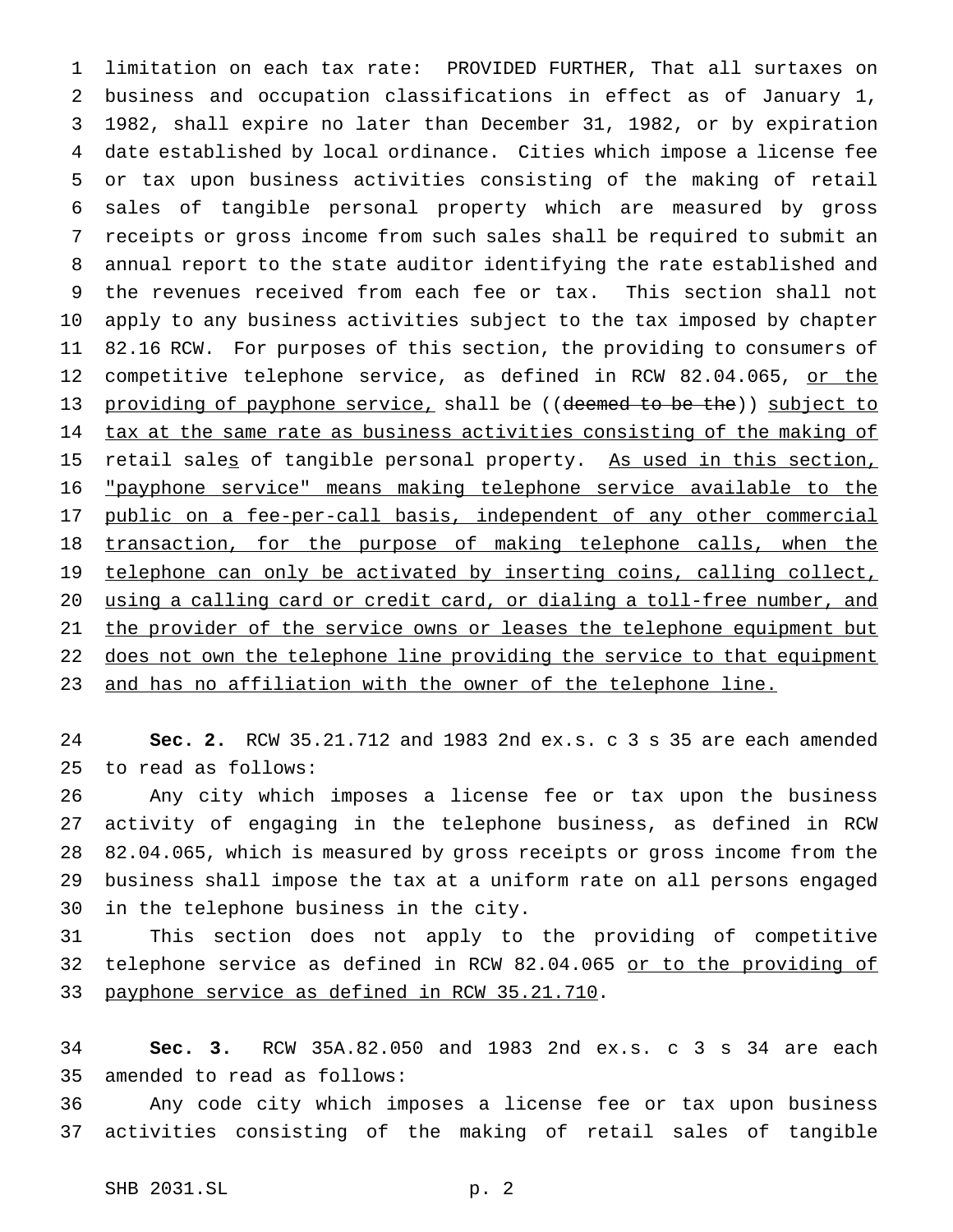limitation on each tax rate: PROVIDED FURTHER, That all surtaxes on business and occupation classifications in effect as of January 1, 1982, shall expire no later than December 31, 1982, or by expiration date established by local ordinance. Cities which impose a license fee or tax upon business activities consisting of the making of retail sales of tangible personal property which are measured by gross receipts or gross income from such sales shall be required to submit an annual report to the state auditor identifying the rate established and the revenues received from each fee or tax. This section shall not apply to any business activities subject to the tax imposed by chapter 82.16 RCW. For purposes of this section, the providing to consumers of competitive telephone service, as defined in RCW 82.04.065, or the providing of payphone service, shall be ((~~deemed to be the~~)) subject to tax at the same rate as business activities consisting of the making of retail sales of tangible personal property. As used in this section, "payphone service" means making telephone service available to the public on a fee-per-call basis, independent of any other commercial transaction, for the purpose of making telephone calls, when the telephone can only be activated by inserting coins, calling collect, using a calling card or credit card, or dialing a toll-free number, and the provider of the service owns or leases the telephone equipment but does not own the telephone line providing the service to that equipment and has no affiliation with the owner of the telephone line.

**Sec. 2.** RCW 35.21.712 and 1983 2nd ex.s. c 3 s 35 are each amended to read as follows:

Any city which imposes a license fee or tax upon the business activity of engaging in the telephone business, as defined in RCW 82.04.065, which is measured by gross receipts or gross income from the business shall impose the tax at a uniform rate on all persons engaged in the telephone business in the city.

This section does not apply to the providing of competitive telephone service as defined in RCW 82.04.065 or to the providing of payphone service as defined in RCW 35.21.710.

**Sec. 3.** RCW 35A.82.050 and 1983 2nd ex.s. c 3 s 34 are each amended to read as follows:

Any code city which imposes a license fee or tax upon business activities consisting of the making of retail sales of tangible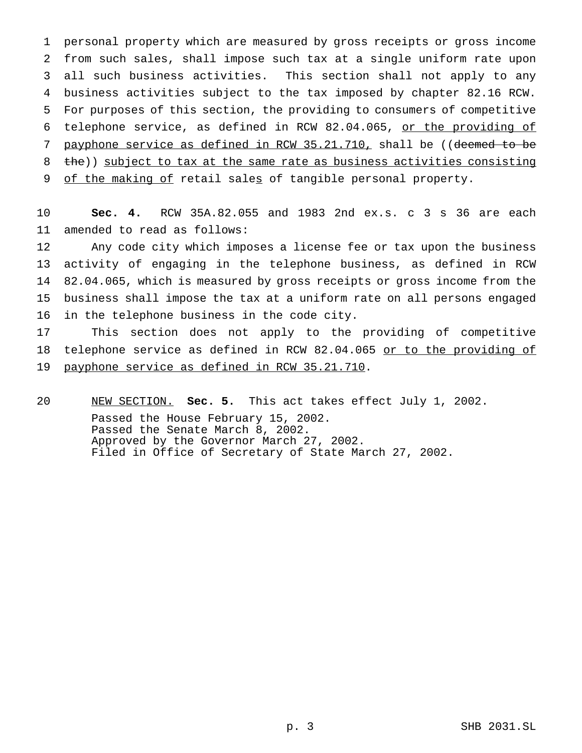personal property which are measured by gross receipts or gross income from such sales, shall impose such tax at a single uniform rate upon all such business activities. This section shall not apply to any business activities subject to the tax imposed by chapter 82.16 RCW. For purposes of this section, the providing to consumers of competitive telephone service, as defined in RCW 82.04.065, or the providing of payphone service as defined in RCW 35.21.710, shall be ((~~deemed to be the~~)) subject to tax at the same rate as business activities consisting of the making of retail sales of tangible personal property.

**Sec. 4.** RCW 35A.82.055 and 1983 2nd ex.s. c 3 s 36 are each amended to read as follows:

Any code city which imposes a license fee or tax upon the business activity of engaging in the telephone business, as defined in RCW 82.04.065, which is measured by gross receipts or gross income from the business shall impose the tax at a uniform rate on all persons engaged in the telephone business in the code city.

This section does not apply to the providing of competitive telephone service as defined in RCW 82.04.065 or to the providing of payphone service as defined in RCW 35.21.710.

NEW SECTION. **Sec. 5.** This act takes effect July 1, 2002.

Passed the House February 15, 2002.
Passed the Senate March 8, 2002.
Approved by the Governor March 27, 2002.
Filed in Office of Secretary of State March 27, 2002.